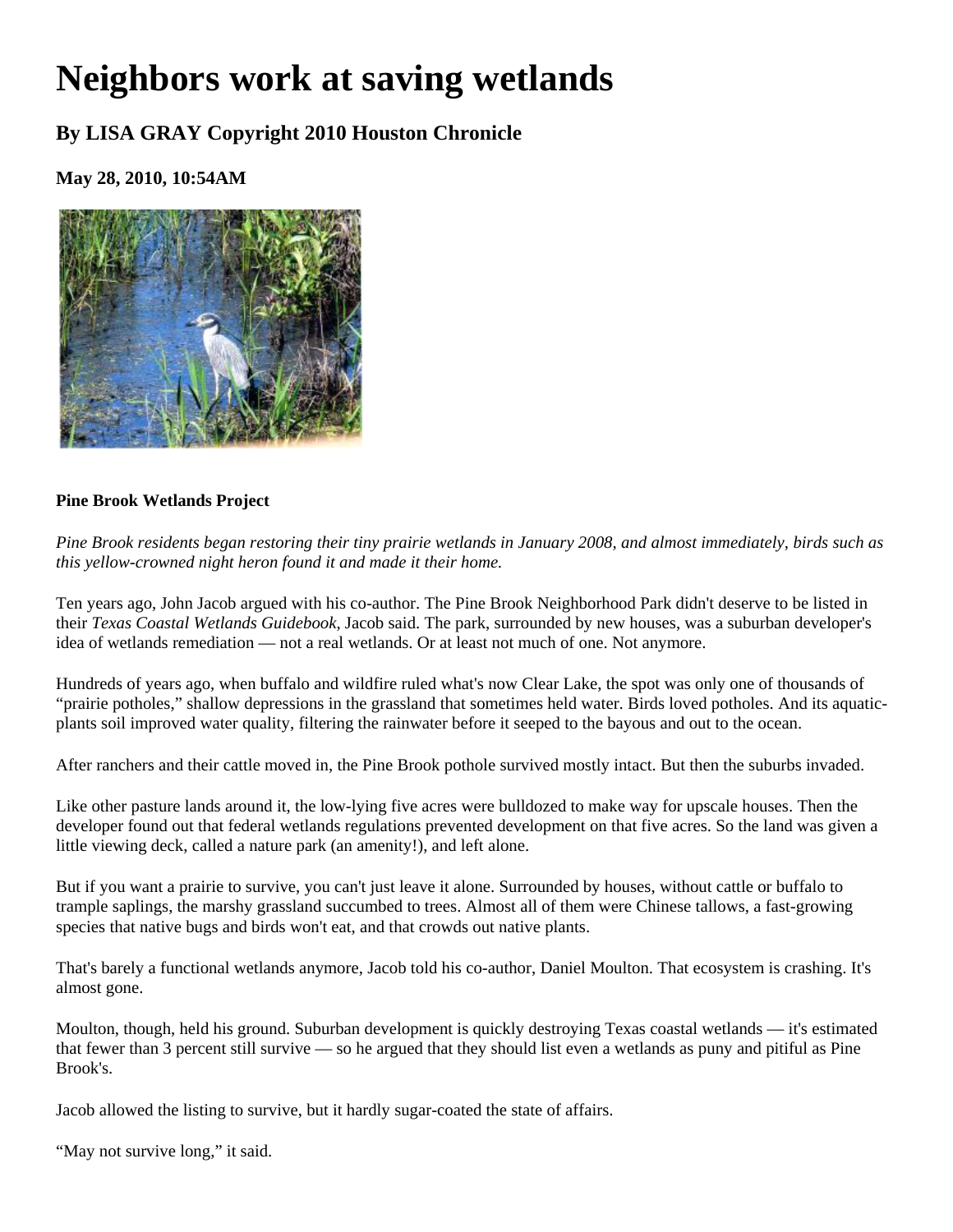# Neighbors work at saving wetlands

## By LISA GRAY Copyright 2010 Houston Chronicle

### May 28, 2010, 10:54AM

**Pine Brook Wetlands Project**

*Pine Brook residents began restoring their tiny prairie wetlands in January 2008, and almost immediately, birds such as this yellow-crowned night heron found it and made it their home.*

Ten years ago, John Jacob argued with his co-author. The Pine Brook Neighborhood Park didn't deserve to be listed in their *Texas Coastal Wetlands Guidebook*, Jacob said. The park, surrounded by new houses, was a suburban developer's idea of wetlands remediation — not a real wetlands. Or at least not much of one. Not anymore.

Hundreds of years ago, when buffalo and wildfire ruled what's now Clear Lake, the spot was only one of thousands of "prairie potholes," shallow depressions in the grassland that sometimes held water. Birds loved potholes. And its aquatic-plants soil improved water quality, filtering the rainwater before it seeped to the bayous and out to the ocean.

After ranchers and their cattle moved in, the Pine Brook pothole survived mostly intact. But then the suburbs invaded.

Like other pasture lands around it, the low-lying five acres were bulldozed to make way for upscale houses. Then the developer found out that federal wetlands regulations prevented development on that five acres. So the land was given a little viewing deck, called a nature park (an amenity!), and left alone.

But if you want a prairie to survive, you can't just leave it alone. Surrounded by houses, without cattle or buffalo to trample saplings, the marshy grassland succumbed to trees. Almost all of them were Chinese tallows, a fast-growing species that native bugs and birds won't eat, and that crowds out native plants.

That's barely a functional wetlands anymore, Jacob told his co-author, Daniel Moulton. That ecosystem is crashing. It's almost gone.

Moulton, though, held his ground. Suburban development is quickly destroying Texas coastal wetlands — it's estimated that fewer than 3 percent still survive — so he argued that they should list even a wetlands as puny and pitiful as Pine Brook's.

Jacob allowed the listing to survive, but it hardly sugar-coated the state of affairs.

"May not survive long," it said.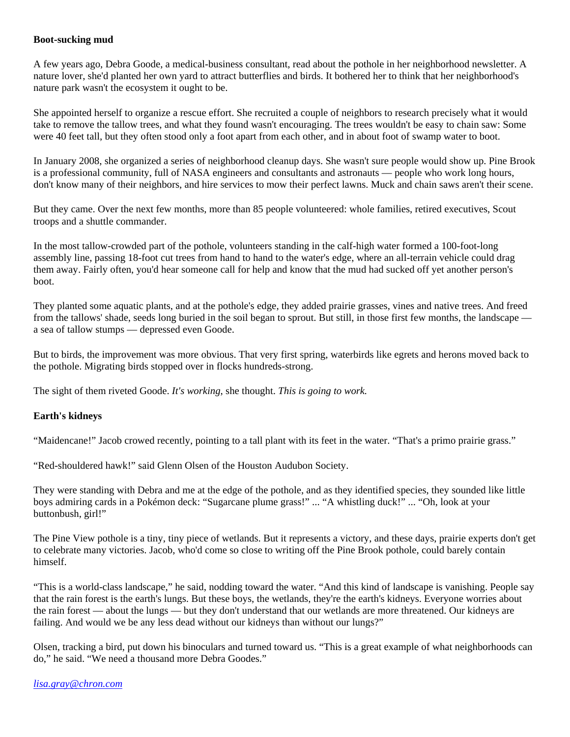**Boot-sucking mud**

A few years ago, Debra Goode, a medical-business consultant, read about the pothole in her neighborhood newsletter. A nature lover, she'd planted her own yard to attract butterflies and birds. It bothered her to think that her neighborhood's nature park wasn't the ecosystem it ought to be.

She appointed herself to organize a rescue effort. She recruited a couple of neighbors to research precisely what it would take to remove the tallow trees, and what they found wasn't encouraging. The trees wouldn't be easy to chain saw: Some were 40 feet tall, but they often stood only a foot apart from each other, and in about foot of swamp water to boot.

In January 2008, she organized a series of neighborhood cleanup days. She wasn't sure people would show up. Pine Brook is a professional community, full of NASA engineers and consultants and astronauts — people who work long hours, don't know many of their neighbors, and hire services to mow their perfect lawns. Muck and chain saws aren't their scene.

But they came. Over the next few months, more than 85 people volunteered: whole families, retired executives, Scout troops and a shuttle commander.

In the most tallow-crowded part of the pothole, volunteers standing in the calf-high water formed a 100-foot-long assembly line, passing 18-foot cut trees from hand to hand to the water's edge, where an all-terrain vehicle could drag them away. Fairly often, you'd hear someone call for help and know that the mud had sucked off yet another person's boot.

They planted some aquatic plants, and at the pothole's edge, they added prairie grasses, vines and native trees. And freed from the tallows' shade, seeds long buried in the soil began to sprout. But still, in those first few months, the landscape — a sea of tallow stumps — depressed even Goode.

But to birds, the improvement was more obvious. That very first spring, waterbirds like egrets and herons moved back to the pothole. Migrating birds stopped over in flocks hundreds-strong.

The sight of them riveted Goode. *It's working*, she thought. *This is going to work.*

**Earth's kidneys**

“Maidencane!” Jacob crowed recently, pointing to a tall plant with its feet in the water. “That's a primo prairie grass.”

“Red-shouldered hawk!” said Glenn Olsen of the Houston Audubon Society.

They were standing with Debra and me at the edge of the pothole, and as they identified species, they sounded like little boys admiring cards in a Pokémon deck: “Sugarcane plume grass!” ... “A whistling duck!” ... “Oh, look at your buttonbush, girl!”

The Pine View pothole is a tiny, tiny piece of wetlands. But it represents a victory, and these days, prairie experts don't get to celebrate many victories. Jacob, who'd come so close to writing off the Pine Brook pothole, could barely contain himself.

“This is a world-class landscape,” he said, nodding toward the water. “And this kind of landscape is vanishing. People say that the rain forest is the earth's lungs. But these boys, the wetlands, they're the earth's kidneys. Everyone worries about the rain forest — about the lungs — but they don't understand that our wetlands are more threatened. Our kidneys are failing. And would we be any less dead without our kidneys than without our lungs?”

Olsen, tracking a bird, put down his binoculars and turned toward us. “This is a great example of what neighborhoods can do,” he said. “We need a thousand more Debra Goodes.”

*lisa.gray@chron.com*